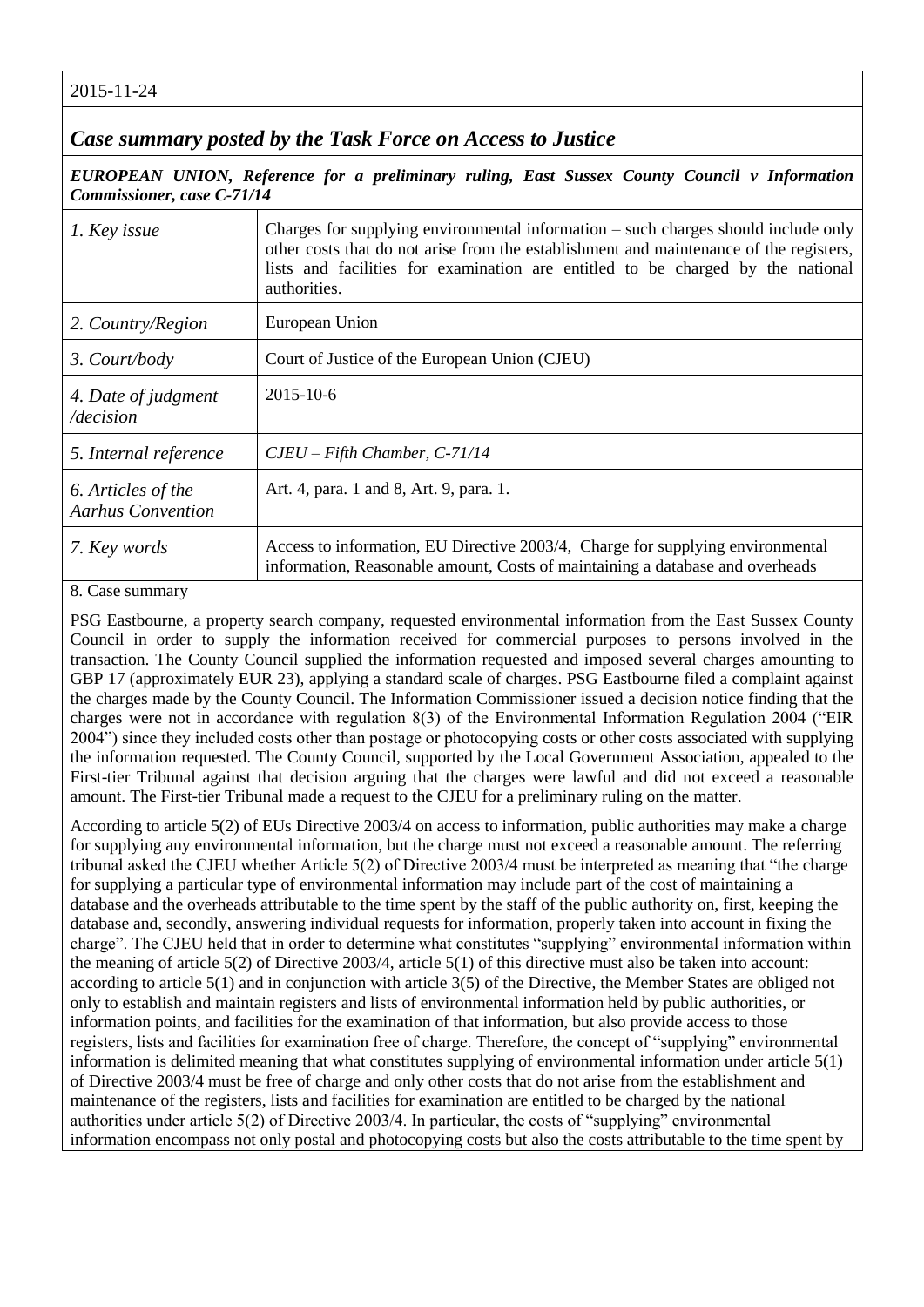2015-11-24

## *Case summary posted by the Task Force on Access to Justice*

***EUROPEAN UNION, Reference for a preliminary ruling, East Sussex County Council v Information Commissioner, case C-71/14***

| | |
|---|---|
| *1. Key issue* | Charges for supplying environmental information – such charges should include only other costs that do not arise from the establishment and maintenance of the registers, lists and facilities for examination are entitled to be charged by the national authorities. |
| *2. Country/Region* | European Union |
| *3. Court/body* | Court of Justice of the European Union (CJEU) |
| *4. Date of judgment /decision* | 2015-10-6 |
| *5. Internal reference* | *CJEU – Fifth Chamber, C-71/14* |
| *6. Articles of the Aarhus Convention* | Art. 4, para. 1 and 8, Art. 9, para. 1. |
| *7. Key words* | Access to information, EU Directive 2003/4, Charge for supplying environmental information, Reasonable amount, Costs of maintaining a database and overheads |

8. Case summary

PSG Eastbourne, a property search company, requested environmental information from the East Sussex County Council in order to supply the information received for commercial purposes to persons involved in the transaction. The County Council supplied the information requested and imposed several charges amounting to GBP 17 (approximately EUR 23), applying a standard scale of charges. PSG Eastbourne filed a complaint against the charges made by the County Council. The Information Commissioner issued a decision notice finding that the charges were not in accordance with regulation 8(3) of the Environmental Information Regulation 2004 ("EIR 2004") since they included costs other than postage or photocopying costs or other costs associated with supplying the information requested. The County Council, supported by the Local Government Association, appealed to the First-tier Tribunal against that decision arguing that the charges were lawful and did not exceed a reasonable amount. The First-tier Tribunal made a request to the CJEU for a preliminary ruling on the matter.

According to article 5(2) of EUs Directive 2003/4 on access to information, public authorities may make a charge for supplying any environmental information, but the charge must not exceed a reasonable amount. The referring tribunal asked the CJEU whether Article 5(2) of Directive 2003/4 must be interpreted as meaning that "the charge for supplying a particular type of environmental information may include part of the cost of maintaining a database and the overheads attributable to the time spent by the staff of the public authority on, first, keeping the database and, secondly, answering individual requests for information, properly taken into account in fixing the charge". The CJEU held that in order to determine what constitutes "supplying" environmental information within the meaning of article 5(2) of Directive 2003/4, article 5(1) of this directive must also be taken into account: according to article 5(1) and in conjunction with article 3(5) of the Directive, the Member States are obliged not only to establish and maintain registers and lists of environmental information held by public authorities, or information points, and facilities for the examination of that information, but also provide access to those registers, lists and facilities for examination free of charge. Therefore, the concept of "supplying" environmental information is delimited meaning that what constitutes supplying of environmental information under article 5(1) of Directive 2003/4 must be free of charge and only other costs that do not arise from the establishment and maintenance of the registers, lists and facilities for examination are entitled to be charged by the national authorities under article 5(2) of Directive 2003/4. In particular, the costs of "supplying" environmental information encompass not only postal and photocopying costs but also the costs attributable to the time spent by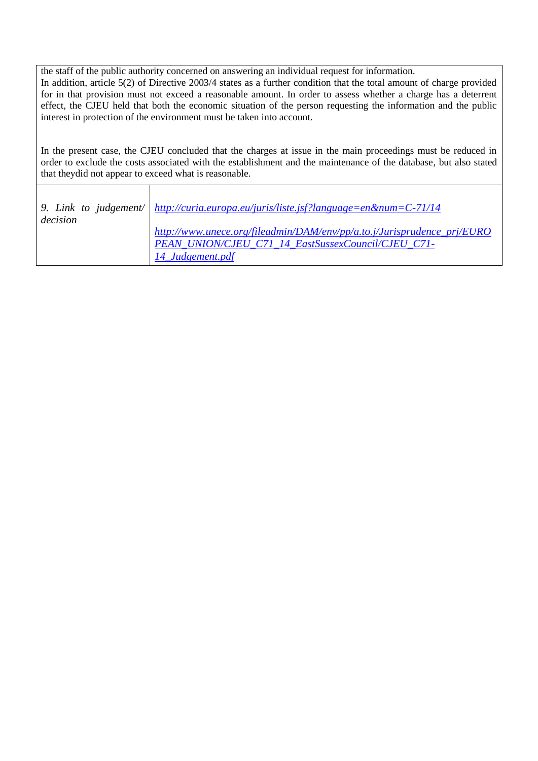the staff of the public authority concerned on answering an individual request for information.
In addition, article 5(2) of Directive 2003/4 states as a further condition that the total amount of charge provided for in that provision must not exceed a reasonable amount. In order to assess whether a charge has a deterrent effect, the CJEU held that both the economic situation of the person requesting the information and the public interest in protection of the environment must be taken into account.

In the present case, the CJEU concluded that the charges at issue in the main proceedings must be reduced in order to exclude the costs associated with the establishment and the maintenance of the database, but also stated that theydid not appear to exceed what is reasonable.

| | |
|---|---|
| *9. Link to judgement/ decision* | *http://curia.europa.eu/juris/liste.jsf?language=en&num=C-71/14*<br><br>*http://www.unece.org/fileadmin/DAM/env/pp/a.to.j/Jurisprudence_prj/EUROPEAN_UNION/CJEU_C71_14_EastSussexCouncil/CJEU_C71-14_Judgement.pdf* |